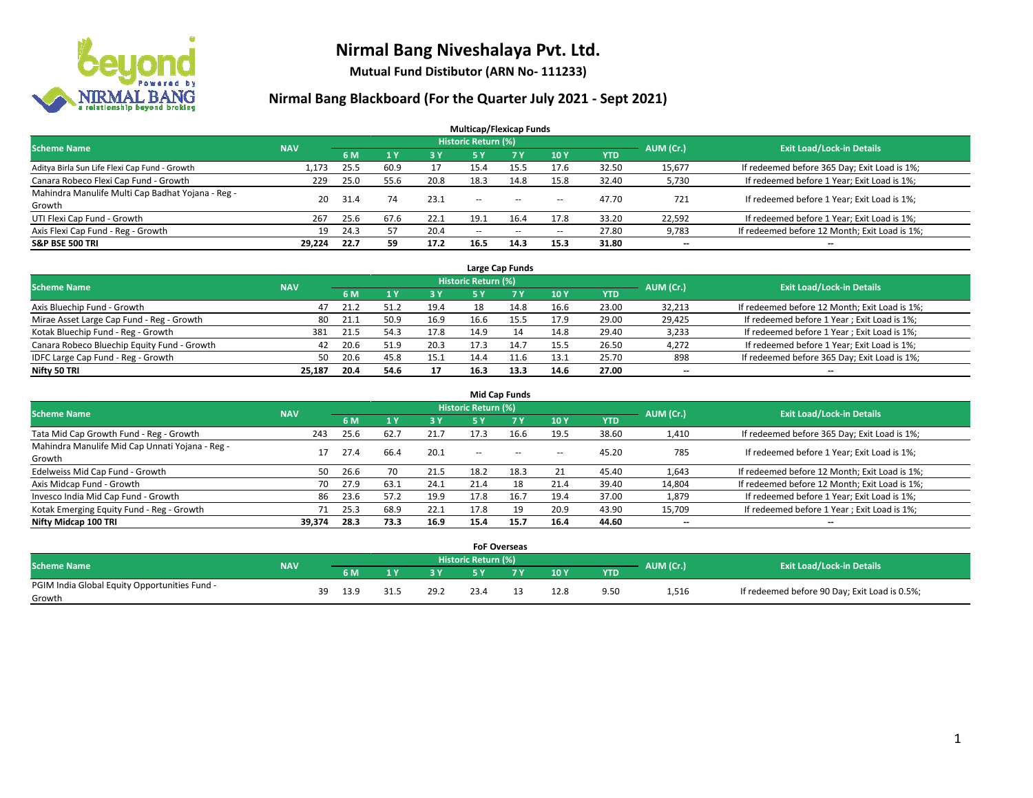# Nirmal Bang Niveshalaya Pvt. Ltd.

**Mutual Fund Distibutor (ARN No- 111233)**

## Nirmal Bang Blackboard (For the Quarter July 2021 - Sept 2021)

### Multicap/Flexicap Funds

| Scheme Name | NAV | Historic Return (%) | | | | | | | AUM (Cr.) | Exit Load/Lock-in Details |
|---|---|---|---|---|---|---|---|---|---|---|
| | | 6 M | 1 Y | 3 Y | 5 Y | 7 Y | 10 Y | YTD | | |
| Aditya Birla Sun Life Flexi Cap Fund - Growth | 1,173 | 25.5 | 60.9 | 17 | 15.4 | 15.5 | 17.6 | 32.50 | 15,677 | If redeemed before 365 Day; Exit Load is 1%; |
| Canara Robeco Flexi Cap Fund - Growth | 229 | 25.0 | 55.6 | 20.8 | 18.3 | 14.8 | 15.8 | 32.40 | 5,730 | If redeemed before 1 Year; Exit Load is 1%; |
| Mahindra Manulife Multi Cap Badhat Yojana - Reg - Growth | 20 | 31.4 | 74 | 23.1 | -- | -- | -- | 47.70 | 721 | If redeemed before 1 Year; Exit Load is 1%; |
| UTI Flexi Cap Fund - Growth | 267 | 25.6 | 67.6 | 22.1 | 19.1 | 16.4 | 17.8 | 33.20 | 22,592 | If redeemed before 1 Year; Exit Load is 1%; |
| Axis Flexi Cap Fund - Reg - Growth | 19 | 24.3 | 57 | 20.4 | -- | -- | -- | 27.80 | 9,783 | If redeemed before 12 Month; Exit Load is 1%; |
| **S&P BSE 500 TRI** | **29,224** | **22.7** | **59** | **17.2** | **16.5** | **14.3** | **15.3** | **31.80** | **--** | **--** |

### Large Cap Funds

| Scheme Name | NAV | Historic Return (%) | | | | | | | AUM (Cr.) | Exit Load/Lock-in Details |
|---|---|---|---|---|---|---|---|---|---|---|
| | | 6 M | 1 Y | 3 Y | 5 Y | 7 Y | 10 Y | YTD | | |
| Axis Bluechip Fund - Growth | 47 | 21.2 | 51.2 | 19.4 | 18 | 14.8 | 16.6 | 23.00 | 32,213 | If redeemed before 12 Month; Exit Load is 1%; |
| Mirae Asset Large Cap Fund - Reg - Growth | 80 | 21.1 | 50.9 | 16.9 | 16.6 | 15.5 | 17.9 | 29.00 | 29,425 | If redeemed before 1 Year ; Exit Load is 1%; |
| Kotak Bluechip Fund - Reg - Growth | 381 | 21.5 | 54.3 | 17.8 | 14.9 | 14 | 14.8 | 29.40 | 3,233 | If redeemed before 1 Year ; Exit Load is 1%; |
| Canara Robeco Bluechip Equity Fund - Growth | 42 | 20.6 | 51.9 | 20.3 | 17.3 | 14.7 | 15.5 | 26.50 | 4,272 | If redeemed before 1 Year; Exit Load is 1%; |
| IDFC Large Cap Fund - Reg - Growth | 50 | 20.6 | 45.8 | 15.1 | 14.4 | 11.6 | 13.1 | 25.70 | 898 | If redeemed before 365 Day; Exit Load is 1%; |
| **Nifty 50 TRI** | **25,187** | **20.4** | **54.6** | **17** | **16.3** | **13.3** | **14.6** | **27.00** | **--** | **--** |

### Mid Cap Funds

| Scheme Name | NAV | Historic Return (%) | | | | | | | AUM (Cr.) | Exit Load/Lock-in Details |
|---|---|---|---|---|---|---|---|---|---|---|
| | | 6 M | 1 Y | 3 Y | 5 Y | 7 Y | 10 Y | YTD | | |
| Tata Mid Cap Growth Fund - Reg - Growth | 243 | 25.6 | 62.7 | 21.7 | 17.3 | 16.6 | 19.5 | 38.60 | 1,410 | If redeemed before 365 Day; Exit Load is 1%; |
| Mahindra Manulife Mid Cap Unnati Yojana - Reg - Growth | 17 | 27.4 | 66.4 | 20.1 | -- | -- | -- | 45.20 | 785 | If redeemed before 1 Year; Exit Load is 1%; |
| Edelweiss Mid Cap Fund - Growth | 50 | 26.6 | 70 | 21.5 | 18.2 | 18.3 | 21 | 45.40 | 1,643 | If redeemed before 12 Month; Exit Load is 1%; |
| Axis Midcap Fund - Growth | 70 | 27.9 | 63.1 | 24.1 | 21.4 | 18 | 21.4 | 39.40 | 14,804 | If redeemed before 12 Month; Exit Load is 1%; |
| Invesco India Mid Cap Fund - Growth | 86 | 23.6 | 57.2 | 19.9 | 17.8 | 16.7 | 19.4 | 37.00 | 1,879 | If redeemed before 1 Year; Exit Load is 1%; |
| Kotak Emerging Equity Fund - Reg - Growth | 71 | 25.3 | 68.9 | 22.1 | 17.8 | 19 | 20.9 | 43.90 | 15,709 | If redeemed before 1 Year ; Exit Load is 1%; |
| **Nifty Midcap 100 TRI** | **39,374** | **28.3** | **73.3** | **16.9** | **15.4** | **15.7** | **16.4** | **44.60** | **--** | **--** |

### FoF Overseas

| Scheme Name | NAV | Historic Return (%) | | | | | | | AUM (Cr.) | Exit Load/Lock-in Details |
|---|---|---|---|---|---|---|---|---|---|---|
| | | 6 M | 1 Y | 3 Y | 5 Y | 7 Y | 10 Y | YTD | | |
| PGIM India Global Equity Opportunities Fund - Growth | 39 | 13.9 | 31.5 | 29.2 | 23.4 | 13 | 12.8 | 9.50 | 1,516 | If redeemed before 90 Day; Exit Load is 0.5%; |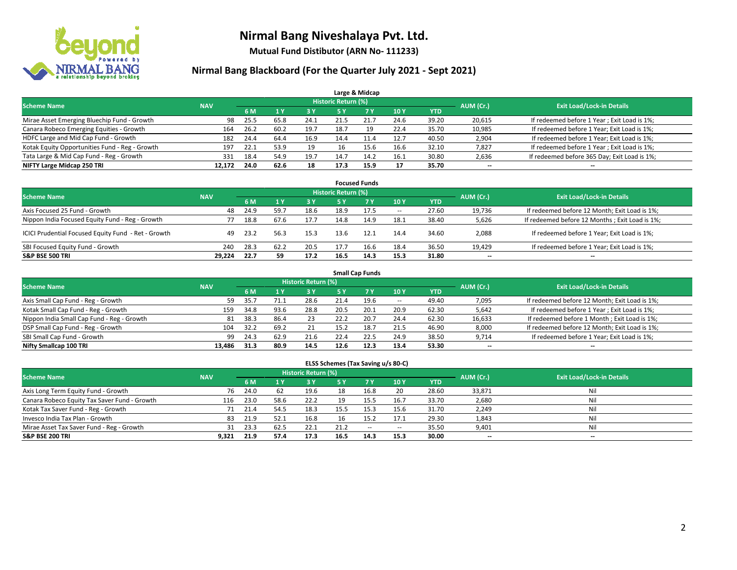# Nirmal Bang Niveshalaya Pvt. Ltd.

**Mutual Fund Distibutor (ARN No- 111233)**

## Nirmal Bang Blackboard (For the Quarter July 2021 - Sept 2021)

### Large & Midcap

| Scheme Name | NAV | Historic Return (%) | | | | | | | AUM (Cr.) | Exit Load/Lock-in Details |
|---|---|---|---|---|---|---|---|---|---|---|
| | | 6 M | 1 Y | 3 Y | 5 Y | 7 Y | 10 Y | YTD | | |
| Mirae Asset Emerging Bluechip Fund - Growth | 98 | 25.5 | 65.8 | 24.1 | 21.5 | 21.7 | 24.6 | 39.20 | 20,615 | If redeemed before 1 Year ; Exit Load is 1%; |
| Canara Robeco Emerging Equities - Growth | 164 | 26.2 | 60.2 | 19.7 | 18.7 | 19 | 22.4 | 35.70 | 10,985 | If redeemed before 1 Year; Exit Load is 1%; |
| HDFC Large and Mid Cap Fund - Growth | 182 | 24.4 | 64.4 | 16.9 | 14.4 | 11.4 | 12.7 | 40.50 | 2,904 | If redeemed before 1 Year; Exit Load is 1%; |
| Kotak Equity Opportunities Fund - Reg - Growth | 197 | 22.1 | 53.9 | 19 | 16 | 15.6 | 16.6 | 32.10 | 7,827 | If redeemed before 1 Year ; Exit Load is 1%; |
| Tata Large & Mid Cap Fund - Reg - Growth | 331 | 18.4 | 54.9 | 19.7 | 14.7 | 14.2 | 16.1 | 30.80 | 2,636 | If redeemed before 365 Day; Exit Load is 1%; |
| **NIFTY Large Midcap 250 TRI** | **12,172** | **24.0** | **62.6** | **18** | **17.3** | **15.9** | **17** | **35.70** | **--** | **--** |

### Focused Funds

| Scheme Name | NAV | Historic Return (%) | | | | | | | AUM (Cr.) | Exit Load/Lock-in Details |
|---|---|---|---|---|---|---|---|---|---|---|
| | | 6 M | 1 Y | 3 Y | 5 Y | 7 Y | 10 Y | YTD | | |
| Axis Focused 25 Fund - Growth | 48 | 24.9 | 59.7 | 18.6 | 18.9 | 17.5 | -- | 27.60 | 19,736 | If redeemed before 12 Month; Exit Load is 1%; |
| Nippon India Focused Equity Fund - Reg - Growth | 77 | 18.8 | 67.6 | 17.7 | 14.8 | 14.9 | 18.1 | 38.40 | 5,626 | If redeemed before 12 Months ; Exit Load is 1%; |
| ICICI Prudential Focused Equity Fund - Ret - Growth | 49 | 23.2 | 56.3 | 15.3 | 13.6 | 12.1 | 14.4 | 34.60 | 2,088 | If redeemed before 1 Year; Exit Load is 1%; |
| SBI Focused Equity Fund - Growth | 240 | 28.3 | 62.2 | 20.5 | 17.7 | 16.6 | 18.4 | 36.50 | 19,429 | If redeemed before 1 Year; Exit Load is 1%; |
| **S&P BSE 500 TRI** | **29,224** | **22.7** | **59** | **17.2** | **16.5** | **14.3** | **15.3** | **31.80** | **--** | **--** |

### Small Cap Funds

| Scheme Name | NAV | Historic Return (%) | | | | | | | AUM (Cr.) | Exit Load/Lock-in Details |
|---|---|---|---|---|---|---|---|---|---|---|
| | | 6 M | 1 Y | 3 Y | 5 Y | 7 Y | 10 Y | YTD | | |
| Axis Small Cap Fund - Reg - Growth | 59 | 35.7 | 71.1 | 28.6 | 21.4 | 19.6 | -- | 49.40 | 7,095 | If redeemed before 12 Month; Exit Load is 1%; |
| Kotak Small Cap Fund - Reg - Growth | 159 | 34.8 | 93.6 | 28.8 | 20.5 | 20.1 | 20.9 | 62.30 | 5,642 | If redeemed before 1 Year ; Exit Load is 1%; |
| Nippon India Small Cap Fund - Reg - Growth | 81 | 38.3 | 86.4 | 23 | 22.2 | 20.7 | 24.4 | 62.30 | 16,633 | If redeemed before 1 Month ; Exit Load is 1%; |
| DSP Small Cap Fund - Reg - Growth | 104 | 32.2 | 69.2 | 21 | 15.2 | 18.7 | 21.5 | 46.90 | 8,000 | If redeemed before 12 Month; Exit Load is 1%; |
| SBI Small Cap Fund - Growth | 99 | 24.3 | 62.9 | 21.6 | 22.4 | 22.5 | 24.9 | 38.50 | 9,714 | If redeemed before 1 Year; Exit Load is 1%; |
| **Nifty Smallcap 100 TRI** | **13,486** | **31.3** | **80.9** | **14.5** | **12.6** | **12.3** | **13.4** | **53.30** | **--** | **--** |

### ELSS Schemes (Tax Saving u/s 80-C)

| Scheme Name | NAV | Historic Return (%) | | | | | | | AUM (Cr.) | Exit Load/Lock-in Details |
|---|---|---|---|---|---|---|---|---|---|---|
| | | 6 M | 1 Y | 3 Y | 5 Y | 7 Y | 10 Y | YTD | | |
| Axis Long Term Equity Fund - Growth | 76 | 24.0 | 62 | 19.6 | 18 | 16.8 | 20 | 28.60 | 33,871 | Nil |
| Canara Robeco Equity Tax Saver Fund - Growth | 116 | 23.0 | 58.6 | 22.2 | 19 | 15.5 | 16.7 | 33.70 | 2,680 | Nil |
| Kotak Tax Saver Fund - Reg - Growth | 71 | 21.4 | 54.5 | 18.3 | 15.5 | 15.3 | 15.6 | 31.70 | 2,249 | Nil |
| Invesco India Tax Plan - Growth | 83 | 21.9 | 52.1 | 16.8 | 16 | 15.2 | 17.1 | 29.30 | 1,843 | Nil |
| Mirae Asset Tax Saver Fund - Reg - Growth | 31 | 23.3 | 62.5 | 22.1 | 21.2 | -- | -- | 35.50 | 9,401 | Nil |
| **S&P BSE 200 TRI** | **9,321** | **21.9** | **57.4** | **17.3** | **16.5** | **14.3** | **15.3** | **30.00** | **--** | **--** |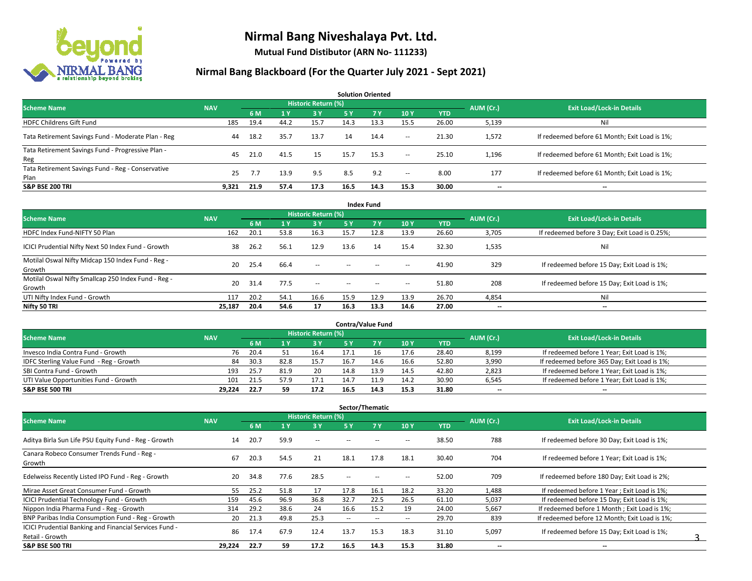# Nirmal Bang Niveshalaya Pvt. Ltd.

**Mutual Fund Distibutor (ARN No- 111233)**

## Nirmal Bang Blackboard (For the Quarter July 2021 - Sept 2021)

### Solution Oriented

| Scheme Name | NAV | Historic Return (%) | | | | | | | AUM (Cr.) | Exit Load/Lock-in Details |
|---|---|---|---|---|---|---|---|---|---|---|
| | | 6 M | 1 Y | 3 Y | 5 Y | 7 Y | 10 Y | YTD | | |
| HDFC Childrens Gift Fund | 185 | 19.4 | 44.2 | 15.7 | 14.3 | 13.3 | 15.5 | 26.00 | 5,139 | Nil |
| Tata Retirement Savings Fund - Moderate Plan - Reg | 44 | 18.2 | 35.7 | 13.7 | 14 | 14.4 | -- | 21.30 | 1,572 | If redeemed before 61 Month; Exit Load is 1%; |
| Tata Retirement Savings Fund - Progressive Plan - Reg | 45 | 21.0 | 41.5 | 15 | 15.7 | 15.3 | -- | 25.10 | 1,196 | If redeemed before 61 Month; Exit Load is 1%; |
| Tata Retirement Savings Fund - Reg - Conservative Plan | 25 | 7.7 | 13.9 | 9.5 | 8.5 | 9.2 | -- | 8.00 | 177 | If redeemed before 61 Month; Exit Load is 1%; |
| **S&P BSE 200 TRI** | **9,321** | **21.9** | **57.4** | **17.3** | **16.5** | **14.3** | **15.3** | **30.00** | **--** | **--** |

### Index Fund

| Scheme Name | NAV | Historic Return (%) | | | | | | | AUM (Cr.) | Exit Load/Lock-in Details |
|---|---|---|---|---|---|---|---|---|---|---|
| | | 6 M | 1 Y | 3 Y | 5 Y | 7 Y | 10 Y | YTD | | |
| HDFC Index Fund-NIFTY 50 Plan | 162 | 20.1 | 53.8 | 16.3 | 15.7 | 12.8 | 13.9 | 26.60 | 3,705 | If redeemed before 3 Day; Exit Load is 0.25%; |
| ICICI Prudential Nifty Next 50 Index Fund - Growth | 38 | 26.2 | 56.1 | 12.9 | 13.6 | 14 | 15.4 | 32.30 | 1,535 | Nil |
| Motilal Oswal Nifty Midcap 150 Index Fund - Reg - Growth | 20 | 25.4 | 66.4 | -- | -- | -- | -- | 41.90 | 329 | If redeemed before 15 Day; Exit Load is 1%; |
| Motilal Oswal Nifty Smallcap 250 Index Fund - Reg - Growth | 20 | 31.4 | 77.5 | -- | -- | -- | -- | 51.80 | 208 | If redeemed before 15 Day; Exit Load is 1%; |
| UTI Nifty Index Fund - Growth | 117 | 20.2 | 54.1 | 16.6 | 15.9 | 12.9 | 13.9 | 26.70 | 4,854 | Nil |
| **Nifty 50 TRI** | **25,187** | **20.4** | **54.6** | **17** | **16.3** | **13.3** | **14.6** | **27.00** | **--** | **--** |

### Contra/Value Fund

| Scheme Name | NAV | Historic Return (%) | | | | | | | AUM (Cr.) | Exit Load/Lock-in Details |
|---|---|---|---|---|---|---|---|---|---|---|
| | | 6 M | 1 Y | 3 Y | 5 Y | 7 Y | 10 Y | YTD | | |
| Invesco India Contra Fund - Growth | 76 | 20.4 | 51 | 16.4 | 17.1 | 16 | 17.6 | 28.40 | 8,199 | If redeemed before 1 Year; Exit Load is 1%; |
| IDFC Sterling Value Fund - Reg - Growth | 84 | 30.3 | 82.8 | 15.7 | 16.7 | 14.6 | 16.6 | 52.80 | 3,990 | If redeemed before 365 Day; Exit Load is 1%; |
| SBI Contra Fund - Growth | 193 | 25.7 | 81.9 | 20 | 14.8 | 13.9 | 14.5 | 42.80 | 2,823 | If redeemed before 1 Year; Exit Load is 1%; |
| UTI Value Opportunities Fund - Growth | 101 | 21.5 | 57.9 | 17.1 | 14.7 | 11.9 | 14.2 | 30.90 | 6,545 | If redeemed before 1 Year; Exit Load is 1%; |
| **S&P BSE 500 TRI** | **29,224** | **22.7** | **59** | **17.2** | **16.5** | **14.3** | **15.3** | **31.80** | **--** | **--** |

### Sector/Thematic

| Scheme Name | NAV | Historic Return (%) | | | | | | | AUM (Cr.) | Exit Load/Lock-in Details |
|---|---|---|---|---|---|---|---|---|---|---|
| | | 6 M | 1 Y | 3 Y | 5 Y | 7 Y | 10 Y | YTD | | |
| Aditya Birla Sun Life PSU Equity Fund - Reg - Growth | 14 | 20.7 | 59.9 | -- | -- | -- | -- | 38.50 | 788 | If redeemed before 30 Day; Exit Load is 1%; |
| Canara Robeco Consumer Trends Fund - Reg - Growth | 67 | 20.3 | 54.5 | 21 | 18.1 | 17.8 | 18.1 | 30.40 | 704 | If redeemed before 1 Year; Exit Load is 1%; |
| Edelweiss Recently Listed IPO Fund - Reg - Growth | 20 | 34.8 | 77.6 | 28.5 | -- | -- | -- | 52.00 | 709 | If redeemed before 180 Day; Exit Load is 2%; |
| Mirae Asset Great Consumer Fund - Growth | 55 | 25.2 | 51.8 | 17 | 17.8 | 16.1 | 18.2 | 33.20 | 1,488 | If redeemed before 1 Year ; Exit Load is 1%; |
| ICICI Prudential Technology Fund - Growth | 159 | 45.6 | 96.9 | 36.8 | 32.7 | 22.5 | 26.5 | 61.10 | 5,037 | If redeemed before 15 Day; Exit Load is 1%; |
| Nippon India Pharma Fund - Reg - Growth | 314 | 29.2 | 38.6 | 24 | 16.6 | 15.2 | 19 | 24.00 | 5,667 | If redeemed before 1 Month ; Exit Load is 1%; |
| BNP Paribas India Consumption Fund - Reg - Growth | 20 | 21.3 | 49.8 | 25.3 | -- | -- | -- | 29.70 | 839 | If redeemed before 12 Month; Exit Load is 1%; |
| ICICI Prudential Banking and Financial Services Fund - Retail - Growth | 86 | 17.4 | 67.9 | 12.4 | 13.7 | 15.3 | 18.3 | 31.10 | 5,097 | If redeemed before 15 Day; Exit Load is 1%; |
| **S&P BSE 500 TRI** | **29,224** | **22.7** | **59** | **17.2** | **16.5** | **14.3** | **15.3** | **31.80** | **--** | **--** |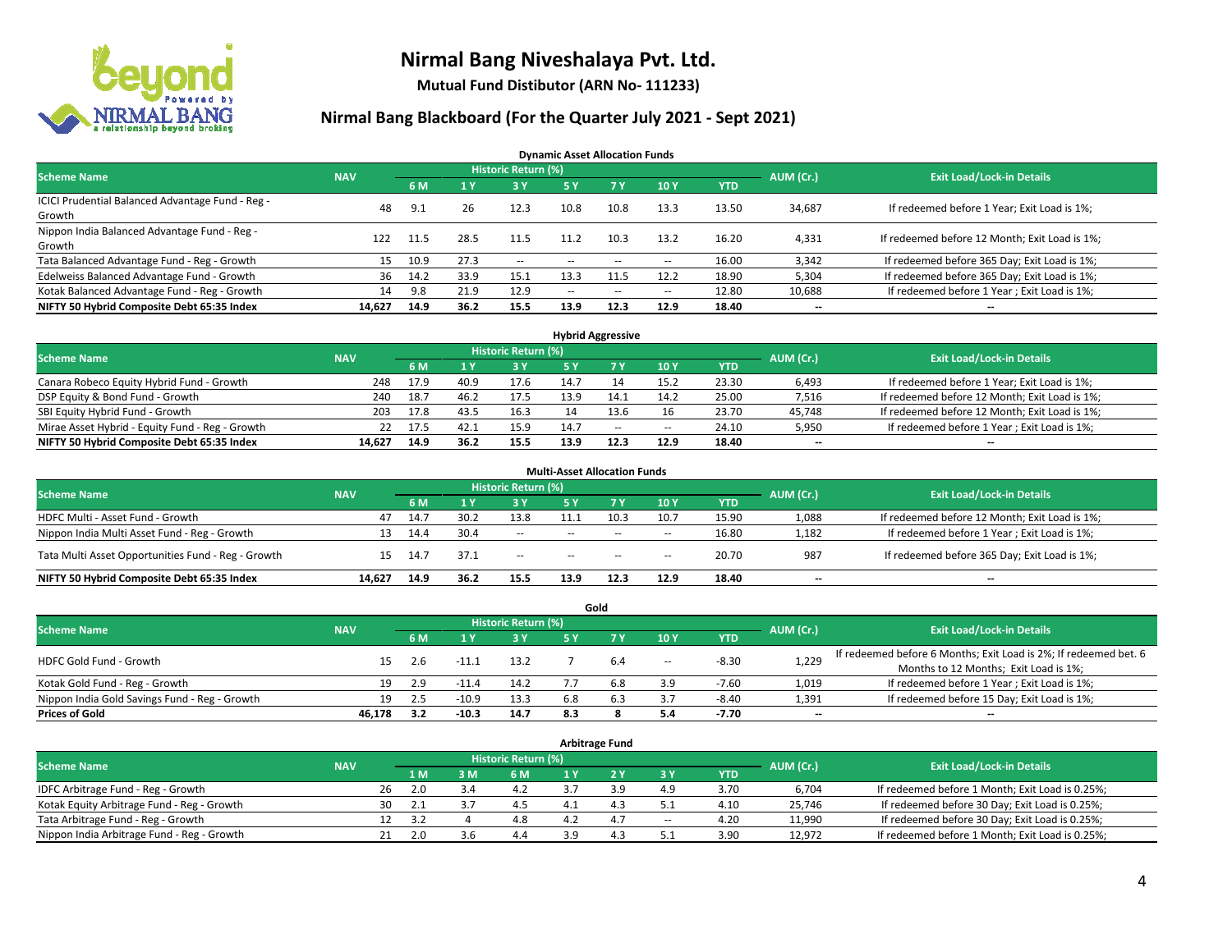# Nirmal Bang Niveshalaya Pvt. Ltd.

**Mutual Fund Distibutor (ARN No- 111233)**

## Nirmal Bang Blackboard (For the Quarter July 2021 - Sept 2021)

### Dynamic Asset Allocation Funds

| Scheme Name | NAV | Historic Return (%) | | | | | | | AUM (Cr.) | Exit Load/Lock-in Details |
|---|---|---|---|---|---|---|---|---|---|---|
| | | 6 M | 1 Y | 3 Y | 5 Y | 7 Y | 10 Y | YTD | | |
| ICICI Prudential Balanced Advantage Fund - Reg - Growth | 48 | 9.1 | 26 | 12.3 | 10.8 | 10.8 | 13.3 | 13.50 | 34,687 | If redeemed before 1 Year; Exit Load is 1%; |
| Nippon India Balanced Advantage Fund - Reg - Growth | 122 | 11.5 | 28.5 | 11.5 | 11.2 | 10.3 | 13.2 | 16.20 | 4,331 | If redeemed before 12 Month; Exit Load is 1%; |
| Tata Balanced Advantage Fund - Reg - Growth | 15 | 10.9 | 27.3 | -- | -- | -- | -- | 16.00 | 3,342 | If redeemed before 365 Day; Exit Load is 1%; |
| Edelweiss Balanced Advantage Fund - Growth | 36 | 14.2 | 33.9 | 15.1 | 13.3 | 11.5 | 12.2 | 18.90 | 5,304 | If redeemed before 365 Day; Exit Load is 1%; |
| Kotak Balanced Advantage Fund - Reg - Growth | 14 | 9.8 | 21.9 | 12.9 | -- | -- | -- | 12.80 | 10,688 | If redeemed before 1 Year ; Exit Load is 1%; |
| **NIFTY 50 Hybrid Composite Debt 65:35 Index** | **14,627** | **14.9** | **36.2** | **15.5** | **13.9** | **12.3** | **12.9** | **18.40** | **--** | **--** |

### Hybrid Aggressive

| Scheme Name | NAV | Historic Return (%) | | | | | | | AUM (Cr.) | Exit Load/Lock-in Details |
|---|---|---|---|---|---|---|---|---|---|---|
| | | 6 M | 1 Y | 3 Y | 5 Y | 7 Y | 10 Y | YTD | | |
| Canara Robeco Equity Hybrid Fund - Growth | 248 | 17.9 | 40.9 | 17.6 | 14.7 | 14 | 15.2 | 23.30 | 6,493 | If redeemed before 1 Year; Exit Load is 1%; |
| DSP Equity & Bond Fund - Growth | 240 | 18.7 | 46.2 | 17.5 | 13.9 | 14.1 | 14.2 | 25.00 | 7,516 | If redeemed before 12 Month; Exit Load is 1%; |
| SBI Equity Hybrid Fund - Growth | 203 | 17.8 | 43.5 | 16.3 | 14 | 13.6 | 16 | 23.70 | 45,748 | If redeemed before 12 Month; Exit Load is 1%; |
| Mirae Asset Hybrid - Equity Fund - Reg - Growth | 22 | 17.5 | 42.1 | 15.9 | 14.7 | -- | -- | 24.10 | 5,950 | If redeemed before 1 Year ; Exit Load is 1%; |
| **NIFTY 50 Hybrid Composite Debt 65:35 Index** | **14,627** | **14.9** | **36.2** | **15.5** | **13.9** | **12.3** | **12.9** | **18.40** | **--** | **--** |

### Multi-Asset Allocation Funds

| Scheme Name | NAV | Historic Return (%) | | | | | | | AUM (Cr.) | Exit Load/Lock-in Details |
|---|---|---|---|---|---|---|---|---|---|---|
| | | 6 M | 1 Y | 3 Y | 5 Y | 7 Y | 10 Y | YTD | | |
| HDFC Multi - Asset Fund - Growth | 47 | 14.7 | 30.2 | 13.8 | 11.1 | 10.3 | 10.7 | 15.90 | 1,088 | If redeemed before 12 Month; Exit Load is 1%; |
| Nippon India Multi Asset Fund - Reg - Growth | 13 | 14.4 | 30.4 | -- | -- | -- | -- | 16.80 | 1,182 | If redeemed before 1 Year ; Exit Load is 1%; |
| Tata Multi Asset Opportunities Fund - Reg - Growth | 15 | 14.7 | 37.1 | -- | -- | -- | -- | 20.70 | 987 | If redeemed before 365 Day; Exit Load is 1%; |
| **NIFTY 50 Hybrid Composite Debt 65:35 Index** | **14,627** | **14.9** | **36.2** | **15.5** | **13.9** | **12.3** | **12.9** | **18.40** | **--** | **--** |

### Gold

| Scheme Name | NAV | Historic Return (%) | | | | | | | AUM (Cr.) | Exit Load/Lock-in Details |
|---|---|---|---|---|---|---|---|---|---|---|
| | | 6 M | 1 Y | 3 Y | 5 Y | 7 Y | 10 Y | YTD | | |
| HDFC Gold Fund - Growth | 15 | 2.6 | -11.1 | 13.2 | 7 | 6.4 | -- | -8.30 | 1,229 | If redeemed before 6 Months; Exit Load is 2%; If redeemed bet. 6 Months to 12 Months; Exit Load is 1%; |
| Kotak Gold Fund - Reg - Growth | 19 | 2.9 | -11.4 | 14.2 | 7.7 | 6.8 | 3.9 | -7.60 | 1,019 | If redeemed before 1 Year ; Exit Load is 1%; |
| Nippon India Gold Savings Fund - Reg - Growth | 19 | 2.5 | -10.9 | 13.3 | 6.8 | 6.3 | 3.7 | -8.40 | 1,391 | If redeemed before 15 Day; Exit Load is 1%; |
| **Prices of Gold** | **46,178** | **3.2** | **-10.3** | **14.7** | **8.3** | **8** | **5.4** | **-7.70** | **--** | **--** |

### Arbitrage Fund

| Scheme Name | NAV | Historic Return (%) | | | | | | | AUM (Cr.) | Exit Load/Lock-in Details |
|---|---|---|---|---|---|---|---|---|---|---|
| | | 1 M | 3 M | 6 M | 1 Y | 2 Y | 3 Y | YTD | | |
| IDFC Arbitrage Fund - Reg - Growth | 26 | 2.0 | 3.4 | 4.2 | 3.7 | 3.9 | 4.9 | 3.70 | 6,704 | If redeemed before 1 Month; Exit Load is 0.25%; |
| Kotak Equity Arbitrage Fund - Reg - Growth | 30 | 2.1 | 3.7 | 4.5 | 4.1 | 4.3 | 5.1 | 4.10 | 25,746 | If redeemed before 30 Day; Exit Load is 0.25%; |
| Tata Arbitrage Fund - Reg - Growth | 12 | 3.2 | 4 | 4.8 | 4.2 | 4.7 | -- | 4.20 | 11,990 | If redeemed before 30 Day; Exit Load is 0.25%; |
| Nippon India Arbitrage Fund - Reg - Growth | 21 | 2.0 | 3.6 | 4.4 | 3.9 | 4.3 | 5.1 | 3.90 | 12,972 | If redeemed before 1 Month; Exit Load is 0.25%; |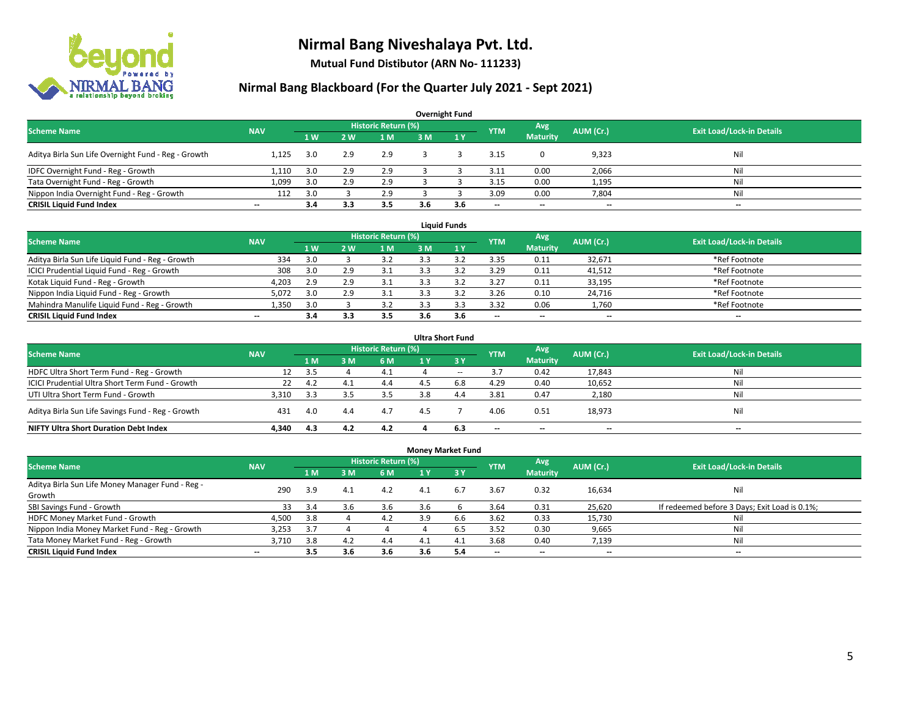# Nirmal Bang Niveshalaya Pvt. Ltd.

**Mutual Fund Distibutor (ARN No- 111233)**

## Nirmal Bang Blackboard (For the Quarter July 2021 - Sept 2021)

### Overnight Fund

| Scheme Name | NAV | Historic Return (%) | | | | | YTM | Avg Maturity | AUM (Cr.) | Exit Load/Lock-in Details |
|---|---|---|---|---|---|---|---|---|---|---|
| | | 1 W | 2 W | 1 M | 3 M | 1 Y | | | | |
| Aditya Birla Sun Life Overnight Fund - Reg - Growth | 1,125 | 3.0 | 2.9 | 2.9 | 3 | 3 | 3.15 | 0 | 9,323 | Nil |
| IDFC Overnight Fund - Reg - Growth | 1,110 | 3.0 | 2.9 | 2.9 | 3 | 3 | 3.11 | 0.00 | 2,066 | Nil |
| Tata Overnight Fund - Reg - Growth | 1,099 | 3.0 | 2.9 | 2.9 | 3 | 3 | 3.15 | 0.00 | 1,195 | Nil |
| Nippon India Overnight Fund - Reg - Growth | 112 | 3.0 | 3 | 2.9 | 3 | 3 | 3.09 | 0.00 | 7,804 | Nil |
| **CRISIL Liquid Fund Index** | -- | **3.4** | **3.3** | **3.5** | **3.6** | **3.6** | -- | -- | -- | -- |

### Liquid Funds

| Scheme Name | NAV | Historic Return (%) | | | | | YTM | Avg Maturity | AUM (Cr.) | Exit Load/Lock-in Details |
|---|---|---|---|---|---|---|---|---|---|---|
| | | 1 W | 2 W | 1 M | 3 M | 1 Y | | | | |
| Aditya Birla Sun Life Liquid Fund - Reg - Growth | 334 | 3.0 | 3 | 3.2 | 3.3 | 3.2 | 3.35 | 0.11 | 32,671 | *Ref Footnote |
| ICICI Prudential Liquid Fund - Reg - Growth | 308 | 3.0 | 2.9 | 3.1 | 3.3 | 3.2 | 3.29 | 0.11 | 41,512 | *Ref Footnote |
| Kotak Liquid Fund - Reg - Growth | 4,203 | 2.9 | 2.9 | 3.1 | 3.3 | 3.2 | 3.27 | 0.11 | 33,195 | *Ref Footnote |
| Nippon India Liquid Fund - Reg - Growth | 5,072 | 3.0 | 2.9 | 3.1 | 3.3 | 3.2 | 3.26 | 0.10 | 24,716 | *Ref Footnote |
| Mahindra Manulife Liquid Fund - Reg - Growth | 1,350 | 3.0 | 3 | 3.2 | 3.3 | 3.3 | 3.32 | 0.06 | 1,760 | *Ref Footnote |
| **CRISIL Liquid Fund Index** | -- | **3.4** | **3.3** | **3.5** | **3.6** | **3.6** | -- | -- | -- | -- |

### Ultra Short Fund

| Scheme Name | NAV | Historic Return (%) | | | | | YTM | Avg Maturity | AUM (Cr.) | Exit Load/Lock-in Details |
|---|---|---|---|---|---|---|---|---|---|---|
| | | 1 M | 3 M | 6 M | 1 Y | 3 Y | | | | |
| HDFC Ultra Short Term Fund - Reg - Growth | 12 | 3.5 | 4 | 4.1 | 4 | -- | 3.7 | 0.42 | 17,843 | Nil |
| ICICI Prudential Ultra Short Term Fund - Growth | 22 | 4.2 | 4.1 | 4.4 | 4.5 | 6.8 | 4.29 | 0.40 | 10,652 | Nil |
| UTI Ultra Short Term Fund - Growth | 3,310 | 3.3 | 3.5 | 3.5 | 3.8 | 4.4 | 3.81 | 0.47 | 2,180 | Nil |
| Aditya Birla Sun Life Savings Fund - Reg - Growth | 431 | 4.0 | 4.4 | 4.7 | 4.5 | 7 | 4.06 | 0.51 | 18,973 | Nil |
| **NIFTY Ultra Short Duration Debt Index** | **4,340** | **4.3** | **4.2** | **4.2** | **4** | **6.3** | -- | -- | -- | -- |

### Money Market Fund

| Scheme Name | NAV | Historic Return (%) | | | | | YTM | Avg Maturity | AUM (Cr.) | Exit Load/Lock-in Details |
|---|---|---|---|---|---|---|---|---|---|---|
| | | 1 M | 3 M | 6 M | 1 Y | 3 Y | | | | |
| Aditya Birla Sun Life Money Manager Fund - Reg - Growth | 290 | 3.9 | 4.1 | 4.2 | 4.1 | 6.7 | 3.67 | 0.32 | 16,634 | Nil |
| SBI Savings Fund - Growth | 33 | 3.4 | 3.6 | 3.6 | 3.6 | 6 | 3.64 | 0.31 | 25,620 | If redeemed before 3 Days; Exit Load is 0.1%; |
| HDFC Money Market Fund - Growth | 4,500 | 3.8 | 4 | 4.2 | 3.9 | 6.6 | 3.62 | 0.33 | 15,730 | Nil |
| Nippon India Money Market Fund - Reg - Growth | 3,253 | 3.7 | 4 | 4 | 4 | 6.5 | 3.52 | 0.30 | 9,665 | Nil |
| Tata Money Market Fund - Reg - Growth | 3,710 | 3.8 | 4.2 | 4.4 | 4.1 | 4.1 | 3.68 | 0.40 | 7,139 | Nil |
| **CRISIL Liquid Fund Index** | -- | **3.5** | **3.6** | **3.6** | **3.6** | **5.4** | -- | -- | -- | -- |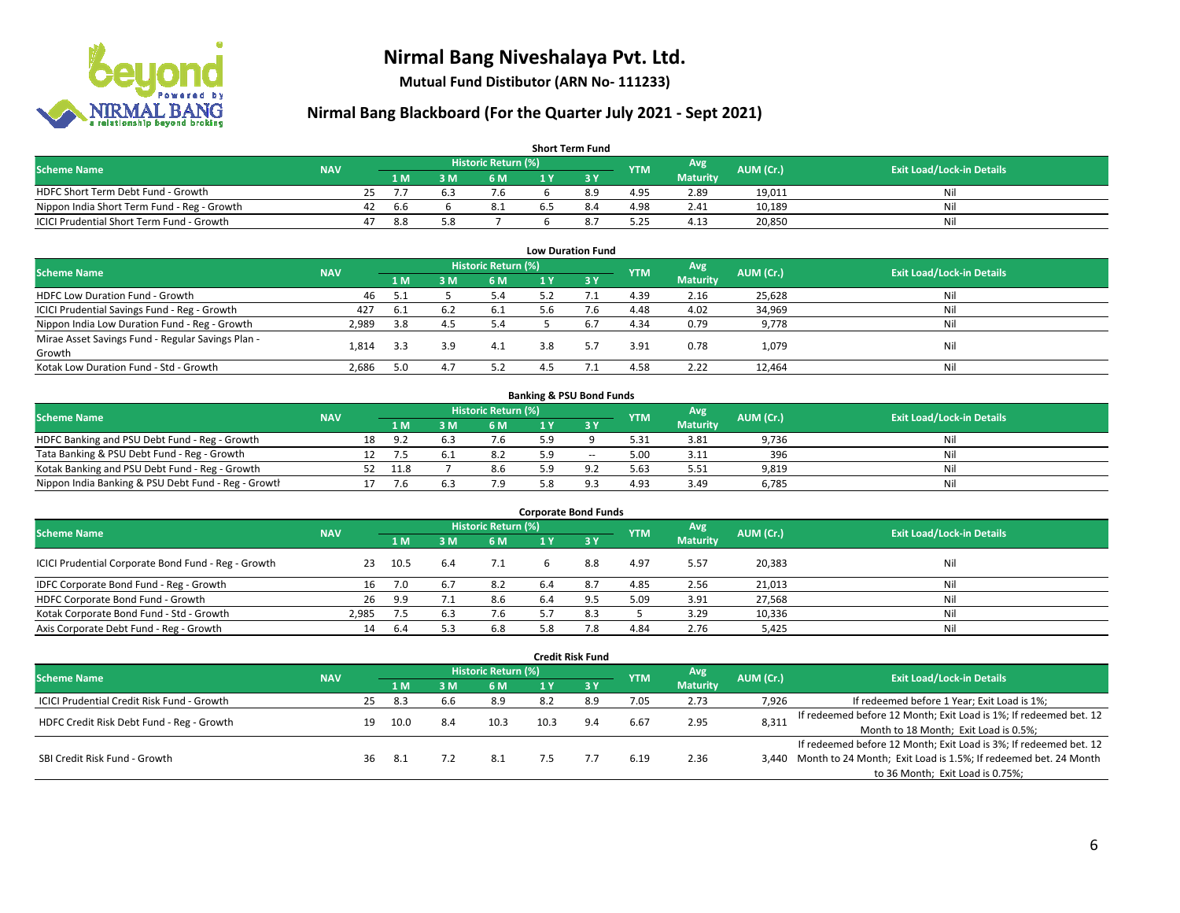# Nirmal Bang Niveshalaya Pvt. Ltd.

**Mutual Fund Distibutor (ARN No- 111233)**

## Nirmal Bang Blackboard (For the Quarter July 2021 - Sept 2021)

### Short Term Fund

| Scheme Name | NAV | Historic Return (%) | | | | | YTM | Avg Maturity | AUM (Cr.) | Exit Load/Lock-in Details |
|---|---|---|---|---|---|---|---|---|---|---|
| | | 1 M | 3 M | 6 M | 1 Y | 3 Y | | | | |
| HDFC Short Term Debt Fund - Growth | 25 | 7.7 | 6.3 | 7.6 | 6 | 8.9 | 4.95 | 2.89 | 19,011 | Nil |
| Nippon India Short Term Fund - Reg - Growth | 42 | 6.6 | 6 | 8.1 | 6.5 | 8.4 | 4.98 | 2.41 | 10,189 | Nil |
| ICICI Prudential Short Term Fund - Growth | 47 | 8.8 | 5.8 | 7 | 6 | 8.7 | 5.25 | 4.13 | 20,850 | Nil |

### Low Duration Fund

| Scheme Name | NAV | Historic Return (%) | | | | | YTM | Avg Maturity | AUM (Cr.) | Exit Load/Lock-in Details |
|---|---|---|---|---|---|---|---|---|---|---|
| | | 1 M | 3 M | 6 M | 1 Y | 3 Y | | | | |
| HDFC Low Duration Fund - Growth | 46 | 5.1 | 5 | 5.4 | 5.2 | 7.1 | 4.39 | 2.16 | 25,628 | Nil |
| ICICI Prudential Savings Fund - Reg - Growth | 427 | 6.1 | 6.2 | 6.1 | 5.6 | 7.6 | 4.48 | 4.02 | 34,969 | Nil |
| Nippon India Low Duration Fund - Reg - Growth | 2,989 | 3.8 | 4.5 | 5.4 | 5 | 6.7 | 4.34 | 0.79 | 9,778 | Nil |
| Mirae Asset Savings Fund - Regular Savings Plan - Growth | 1,814 | 3.3 | 3.9 | 4.1 | 3.8 | 5.7 | 3.91 | 0.78 | 1,079 | Nil |
| Kotak Low Duration Fund - Std - Growth | 2,686 | 5.0 | 4.7 | 5.2 | 4.5 | 7.1 | 4.58 | 2.22 | 12,464 | Nil |

### Banking & PSU Bond Funds

| Scheme Name | NAV | Historic Return (%) | | | | | YTM | Avg Maturity | AUM (Cr.) | Exit Load/Lock-in Details |
|---|---|---|---|---|---|---|---|---|---|---|
| | | 1 M | 3 M | 6 M | 1 Y | 3 Y | | | | |
| HDFC Banking and PSU Debt Fund - Reg - Growth | 18 | 9.2 | 6.3 | 7.6 | 5.9 | 9 | 5.31 | 3.81 | 9,736 | Nil |
| Tata Banking & PSU Debt Fund - Reg - Growth | 12 | 7.5 | 6.1 | 8.2 | 5.9 | -- | 5.00 | 3.11 | 396 | Nil |
| Kotak Banking and PSU Debt Fund - Reg - Growth | 52 | 11.8 | 7 | 8.6 | 5.9 | 9.2 | 5.63 | 5.51 | 9,819 | Nil |
| Nippon India Banking & PSU Debt Fund - Reg - Growth | 17 | 7.6 | 6.3 | 7.9 | 5.8 | 9.3 | 4.93 | 3.49 | 6,785 | Nil |

### Corporate Bond Funds

| Scheme Name | NAV | Historic Return (%) | | | | | YTM | Avg Maturity | AUM (Cr.) | Exit Load/Lock-in Details |
|---|---|---|---|---|---|---|---|---|---|---|
| | | 1 M | 3 M | 6 M | 1 Y | 3 Y | | | | |
| ICICI Prudential Corporate Bond Fund - Reg - Growth | 23 | 10.5 | 6.4 | 7.1 | 6 | 8.8 | 4.97 | 5.57 | 20,383 | Nil |
| IDFC Corporate Bond Fund - Reg - Growth | 16 | 7.0 | 6.7 | 8.2 | 6.4 | 8.7 | 4.85 | 2.56 | 21,013 | Nil |
| HDFC Corporate Bond Fund - Growth | 26 | 9.9 | 7.1 | 8.6 | 6.4 | 9.5 | 5.09 | 3.91 | 27,568 | Nil |
| Kotak Corporate Bond Fund - Std - Growth | 2,985 | 7.5 | 6.3 | 7.6 | 5.7 | 8.3 | 5 | 3.29 | 10,336 | Nil |
| Axis Corporate Debt Fund - Reg - Growth | 14 | 6.4 | 5.3 | 6.8 | 5.8 | 7.8 | 4.84 | 2.76 | 5,425 | Nil |

### Credit Risk Fund

| Scheme Name | NAV | Historic Return (%) | | | | | YTM | Avg Maturity | AUM (Cr.) | Exit Load/Lock-in Details |
|---|---|---|---|---|---|---|---|---|---|---|
| | | 1 M | 3 M | 6 M | 1 Y | 3 Y | | | | |
| ICICI Prudential Credit Risk Fund - Growth | 25 | 8.3 | 6.6 | 8.9 | 8.2 | 8.9 | 7.05 | 2.73 | 7,926 | If redeemed before 1 Year; Exit Load is 1%; |
| HDFC Credit Risk Debt Fund - Reg - Growth | 19 | 10.0 | 8.4 | 10.3 | 10.3 | 9.4 | 6.67 | 2.95 | 8,311 | If redeemed before 12 Month; Exit Load is 1%; If redeemed bet. 12 Month to 18 Month; Exit Load is 0.5%; |
| SBI Credit Risk Fund - Growth | 36 | 8.1 | 7.2 | 8.1 | 7.5 | 7.7 | 6.19 | 2.36 | 3,440 | If redeemed before 12 Month; Exit Load is 3%; If redeemed bet. 12 Month to 24 Month; Exit Load is 1.5%; If redeemed bet. 24 Month to 36 Month; Exit Load is 0.75%; |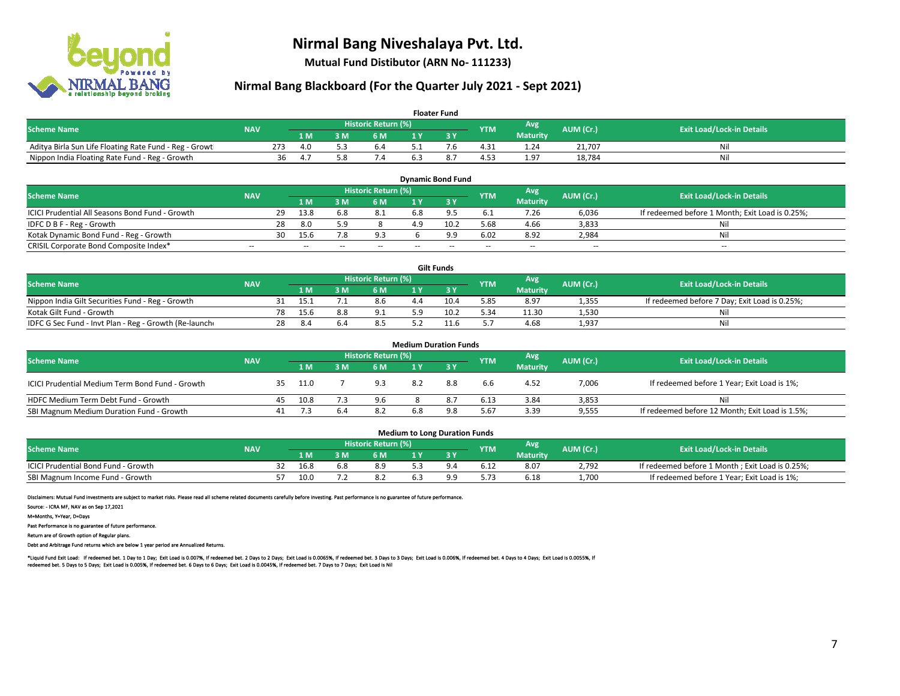# Nirmal Bang Niveshalaya Pvt. Ltd.

**Mutual Fund Distibutor (ARN No- 111233)**

## Nirmal Bang Blackboard (For the Quarter July 2021 - Sept 2021)

### Floater Fund

| Scheme Name | NAV | Historic Return (%) 1 M | 3 M | 6 M | 1 Y | 3 Y | YTM | Avg Maturity | AUM (Cr.) | Exit Load/Lock-in Details |
|---|---|---|---|---|---|---|---|---|---|---|
| Aditya Birla Sun Life Floating Rate Fund - Reg - Growt | 273 | 4.0 | 5.3 | 6.4 | 5.1 | 7.6 | 4.31 | 1.24 | 21,707 | Nil |
| Nippon India Floating Rate Fund - Reg - Growth | 36 | 4.7 | 5.8 | 7.4 | 6.3 | 8.7 | 4.53 | 1.97 | 18,784 | Nil |

### Dynamic Bond Fund

| Scheme Name | NAV | Historic Return (%) 1 M | 3 M | 6 M | 1 Y | 3 Y | YTM | Avg Maturity | AUM (Cr.) | Exit Load/Lock-in Details |
|---|---|---|---|---|---|---|---|---|---|---|
| ICICI Prudential All Seasons Bond Fund - Growth | 29 | 13.8 | 6.8 | 8.1 | 6.8 | 9.5 | 6.1 | 7.26 | 6,036 | If redeemed before 1 Month; Exit Load is 0.25%; |
| IDFC D B F - Reg - Growth | 28 | 8.0 | 5.9 | 8 | 4.9 | 10.2 | 5.68 | 4.66 | 3,833 | Nil |
| Kotak Dynamic Bond Fund - Reg - Growth | 30 | 15.6 | 7.8 | 9.3 | 6 | 9.9 | 6.02 | 8.92 | 2,984 | Nil |
| CRISIL Corporate Bond Composite Index* | -- | -- | -- | -- | -- | -- | -- | -- | -- | -- |

### Gilt Funds

| Scheme Name | NAV | Historic Return (%) 1 M | 3 M | 6 M | 1 Y | 3 Y | YTM | Avg Maturity | AUM (Cr.) | Exit Load/Lock-in Details |
|---|---|---|---|---|---|---|---|---|---|---|
| Nippon India Gilt Securities Fund - Reg - Growth | 31 | 15.1 | 7.1 | 8.6 | 4.4 | 10.4 | 5.85 | 8.97 | 1,355 | If redeemed before 7 Day; Exit Load is 0.25%; |
| Kotak Gilt Fund - Growth | 78 | 15.6 | 8.8 | 9.1 | 5.9 | 10.2 | 5.34 | 11.30 | 1,530 | Nil |
| IDFC G Sec Fund - Invt Plan - Reg - Growth (Re-launch | 28 | 8.4 | 6.4 | 8.5 | 5.2 | 11.6 | 5.7 | 4.68 | 1,937 | Nil |

### Medium Duration Funds

| Scheme Name | NAV | Historic Return (%) 1 M | 3 M | 6 M | 1 Y | 3 Y | YTM | Avg Maturity | AUM (Cr.) | Exit Load/Lock-in Details |
|---|---|---|---|---|---|---|---|---|---|---|
| ICICI Prudential Medium Term Bond Fund - Growth | 35 | 11.0 | 7 | 9.3 | 8.2 | 8.8 | 6.6 | 4.52 | 7,006 | If redeemed before 1 Year; Exit Load is 1%; |
| HDFC Medium Term Debt Fund - Growth | 45 | 10.8 | 7.3 | 9.6 | 8 | 8.7 | 6.13 | 3.84 | 3,853 | Nil |
| SBI Magnum Medium Duration Fund - Growth | 41 | 7.3 | 6.4 | 8.2 | 6.8 | 9.8 | 5.67 | 3.39 | 9,555 | If redeemed before 12 Month; Exit Load is 1.5%; |

### Medium to Long Duration Funds

| Scheme Name | NAV | Historic Return (%) 1 M | 3 M | 6 M | 1 Y | 3 Y | YTM | Avg Maturity | AUM (Cr.) | Exit Load/Lock-in Details |
|---|---|---|---|---|---|---|---|---|---|---|
| ICICI Prudential Bond Fund - Growth | 32 | 16.8 | 6.8 | 8.9 | 5.3 | 9.4 | 6.12 | 8.07 | 2,792 | If redeemed before 1 Month ; Exit Load is 0.25%; |
| SBI Magnum Income Fund - Growth | 57 | 10.0 | 7.2 | 8.2 | 6.3 | 9.9 | 5.73 | 6.18 | 1,700 | If redeemed before 1 Year; Exit Load is 1%; |

Disclaimers: Mutual Fund investments are subject to market risks. Please read all scheme related documents carefully before investing. Past performance is no guarantee of future performance.

Source: - ICRA MF, NAV as on Sep 17,2021

M=Months, Y=Year, D=Days

Past Performance is no guarantee of future performance.

Return are of Growth option of Regular plans.

Debt and Arbitrage Fund returns which are below 1 year period are Annualized Returns.

*Liquid Fund Exit Load: If redeemed bet. 1 Day to 1 Day; Exit Load is 0.007%, If redeemed bet. 2 Days to 2 Days; Exit Load is 0.0065%, If redeemed bet. 3 Days to 3 Days; Exit Load is 0.006%, If redeemed bet. 4 Days to 4 Days; Exit Load is 0.0055%, If redeemed bet. 5 Days to 5 Days; Exit Load is 0.005%, If redeemed bet. 6 Days to 6 Days; Exit Load is 0.0045%, If redeemed bet. 7 Days to 7 Days; Exit Load is Nil